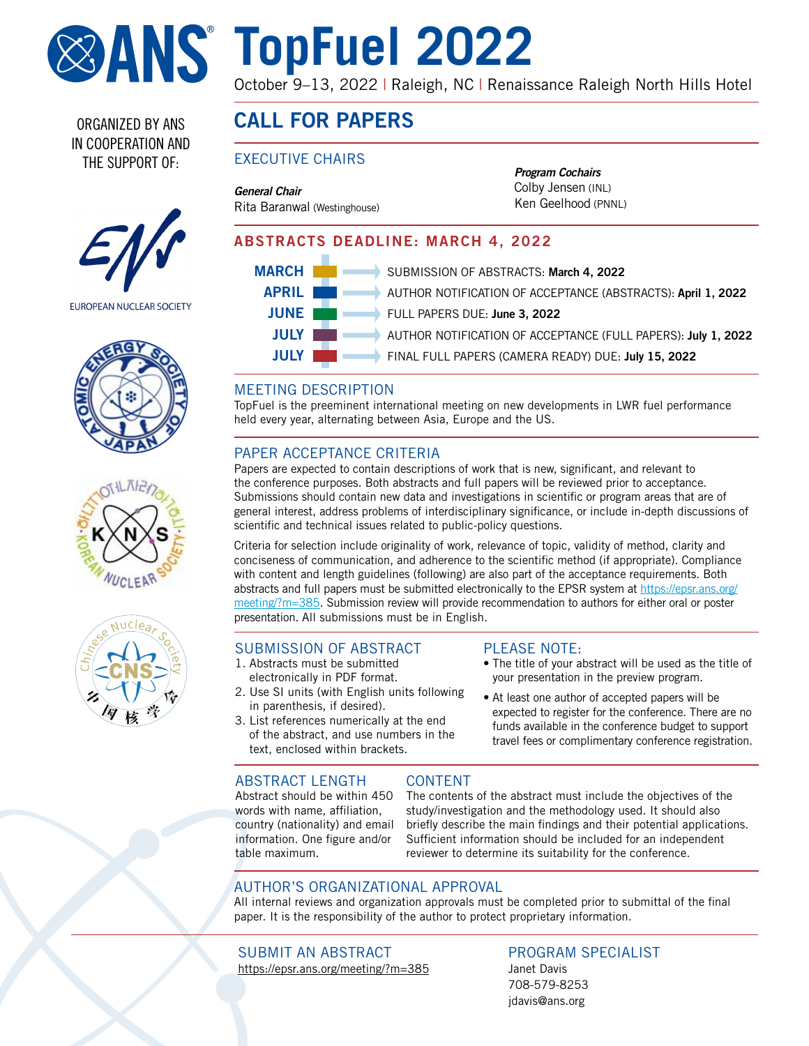# ANS TopFuel 2022

October 9–13, 2022 | Raleigh, NC | Renaissance Raleigh North Hills Hotel

ORGANIZED BY ANS IN COOPERATION AND THE SUPPORT OF:

EUROPEAN NUCLEAR SOCIETY

ATOMIC ENERGY SOCIETY OF JAPAN

KOREAN NUCLEAR SOCIETY

Chinese Nuclear Society

## CALL FOR PAPERS

### EXECUTIVE CHAIRS

***General Chair***
Rita Baranwal (Westinghouse)

***Program Cochairs***
Colby Jensen (INL)
Ken Geelhood (PNNL)

### ABSTRACTS DEADLINE: MARCH 4, 2022

- **MARCH** → SUBMISSION OF ABSTRACTS: **March 4, 2022**
- **APRIL** → AUTHOR NOTIFICATION OF ACCEPTANCE (ABSTRACTS): **April 1, 2022**
- **JUNE** → FULL PAPERS DUE: **June 3, 2022**
- **JULY** → AUTHOR NOTIFICATION OF ACCEPTANCE (FULL PAPERS): **July 1, 2022**
- **JULY** → FINAL FULL PAPERS (CAMERA READY) DUE: **July 15, 2022**

### MEETING DESCRIPTION

TopFuel is the preeminent international meeting on new developments in LWR fuel performance held every year, alternating between Asia, Europe and the US.

### PAPER ACCEPTANCE CRITERIA

Papers are expected to contain descriptions of work that is new, significant, and relevant to the conference purposes. Both abstracts and full papers will be reviewed prior to acceptance. Submissions should contain new data and investigations in scientific or program areas that are of general interest, address problems of interdisciplinary significance, or include in-depth discussions of scientific and technical issues related to public-policy questions.

Criteria for selection include originality of work, relevance of topic, validity of method, clarity and conciseness of communication, and adherence to the scientific method (if appropriate). Compliance with content and length guidelines (following) are also part of the acceptance requirements. Both abstracts and full papers must be submitted electronically to the EPSR system at https://epsr.ans.org/meeting/?m=385. Submission review will provide recommendation to authors for either oral or poster presentation. All submissions must be in English.

### SUBMISSION OF ABSTRACT

1. Abstracts must be submitted electronically in PDF format.
2. Use SI units (with English units following in parenthesis, if desired).
3. List references numerically at the end of the abstract, and use numbers in the text, enclosed within brackets.

### PLEASE NOTE:

- The title of your abstract will be used as the title of your presentation in the preview program.
- At least one author of accepted papers will be expected to register for the conference. There are no funds available in the conference budget to support travel fees or complimentary conference registration.

### ABSTRACT LENGTH

Abstract should be within 450 words with name, affiliation, country (nationality) and email information. One figure and/or table maximum.

### CONTENT

The contents of the abstract must include the objectives of the study/investigation and the methodology used. It should also briefly describe the main findings and their potential applications. Sufficient information should be included for an independent reviewer to determine its suitability for the conference.

### AUTHOR'S ORGANIZATIONAL APPROVAL

All internal reviews and organization approvals must be completed prior to submittal of the final paper. It is the responsibility of the author to protect proprietary information.

### SUBMIT AN ABSTRACT

https://epsr.ans.org/meeting/?m=385

### PROGRAM SPECIALIST

Janet Davis
708-579-8253
jdavis@ans.org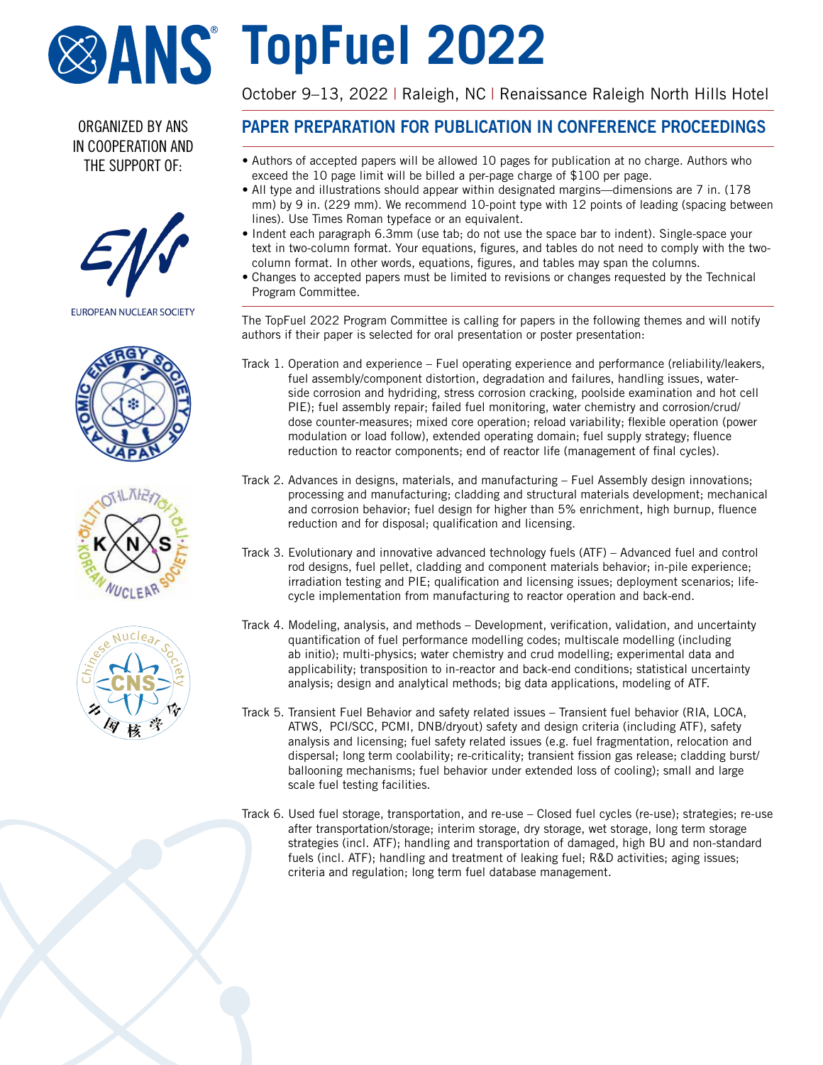# ANS TopFuel 2022

October 9–13, 2022 | Raleigh, NC | Renaissance Raleigh North Hills Hotel

ORGANIZED BY ANS IN COOPERATION AND THE SUPPORT OF:

EUROPEAN NUCLEAR SOCIETY

## PAPER PREPARATION FOR PUBLICATION IN CONFERENCE PROCEEDINGS

- Authors of accepted papers will be allowed 10 pages for publication at no charge. Authors who exceed the 10 page limit will be billed a per-page charge of $100 per page.
- All type and illustrations should appear within designated margins—dimensions are 7 in. (178 mm) by 9 in. (229 mm). We recommend 10-point type with 12 points of leading (spacing between lines). Use Times Roman typeface or an equivalent.
- Indent each paragraph 6.3mm (use tab; do not use the space bar to indent). Single-space your text in two-column format. Your equations, figures, and tables do not need to comply with the two-column format. In other words, equations, figures, and tables may span the columns.
- Changes to accepted papers must be limited to revisions or changes requested by the Technical Program Committee.

The TopFuel 2022 Program Committee is calling for papers in the following themes and will notify authors if their paper is selected for oral presentation or poster presentation:

Track 1. Operation and experience – Fuel operating experience and performance (reliability/leakers, fuel assembly/component distortion, degradation and failures, handling issues, water-side corrosion and hydriding, stress corrosion cracking, poolside examination and hot cell PIE); fuel assembly repair; failed fuel monitoring, water chemistry and corrosion/crud/dose counter-measures; mixed core operation; reload variability; flexible operation (power modulation or load follow), extended operating domain; fuel supply strategy; fluence reduction to reactor components; end of reactor life (management of final cycles).

Track 2. Advances in designs, materials, and manufacturing – Fuel Assembly design innovations; processing and manufacturing; cladding and structural materials development; mechanical and corrosion behavior; fuel design for higher than 5% enrichment, high burnup, fluence reduction and for disposal; qualification and licensing.

Track 3. Evolutionary and innovative advanced technology fuels (ATF) – Advanced fuel and control rod designs, fuel pellet, cladding and component materials behavior; in-pile experience; irradiation testing and PIE; qualification and licensing issues; deployment scenarios; life-cycle implementation from manufacturing to reactor operation and back-end.

Track 4. Modeling, analysis, and methods – Development, verification, validation, and uncertainty quantification of fuel performance modelling codes; multiscale modelling (including ab initio); multi-physics; water chemistry and crud modelling; experimental data and applicability; transposition to in-reactor and back-end conditions; statistical uncertainty analysis; design and analytical methods; big data applications, modeling of ATF.

Track 5. Transient Fuel Behavior and safety related issues – Transient fuel behavior (RIA, LOCA, ATWS, PCI/SCC, PCMI, DNB/dryout) safety and design criteria (including ATF), safety analysis and licensing; fuel safety related issues (e.g. fuel fragmentation, relocation and dispersal; long term coolability; re-criticality; transient fission gas release; cladding burst/ballooning mechanisms; fuel behavior under extended loss of cooling); small and large scale fuel testing facilities.

Track 6. Used fuel storage, transportation, and re-use – Closed fuel cycles (re-use); strategies; re-use after transportation/storage; interim storage, dry storage, wet storage, long term storage strategies (incl. ATF); handling and transportation of damaged, high BU and non-standard fuels (incl. ATF); handling and treatment of leaking fuel; R&D activities; aging issues; criteria and regulation; long term fuel database management.